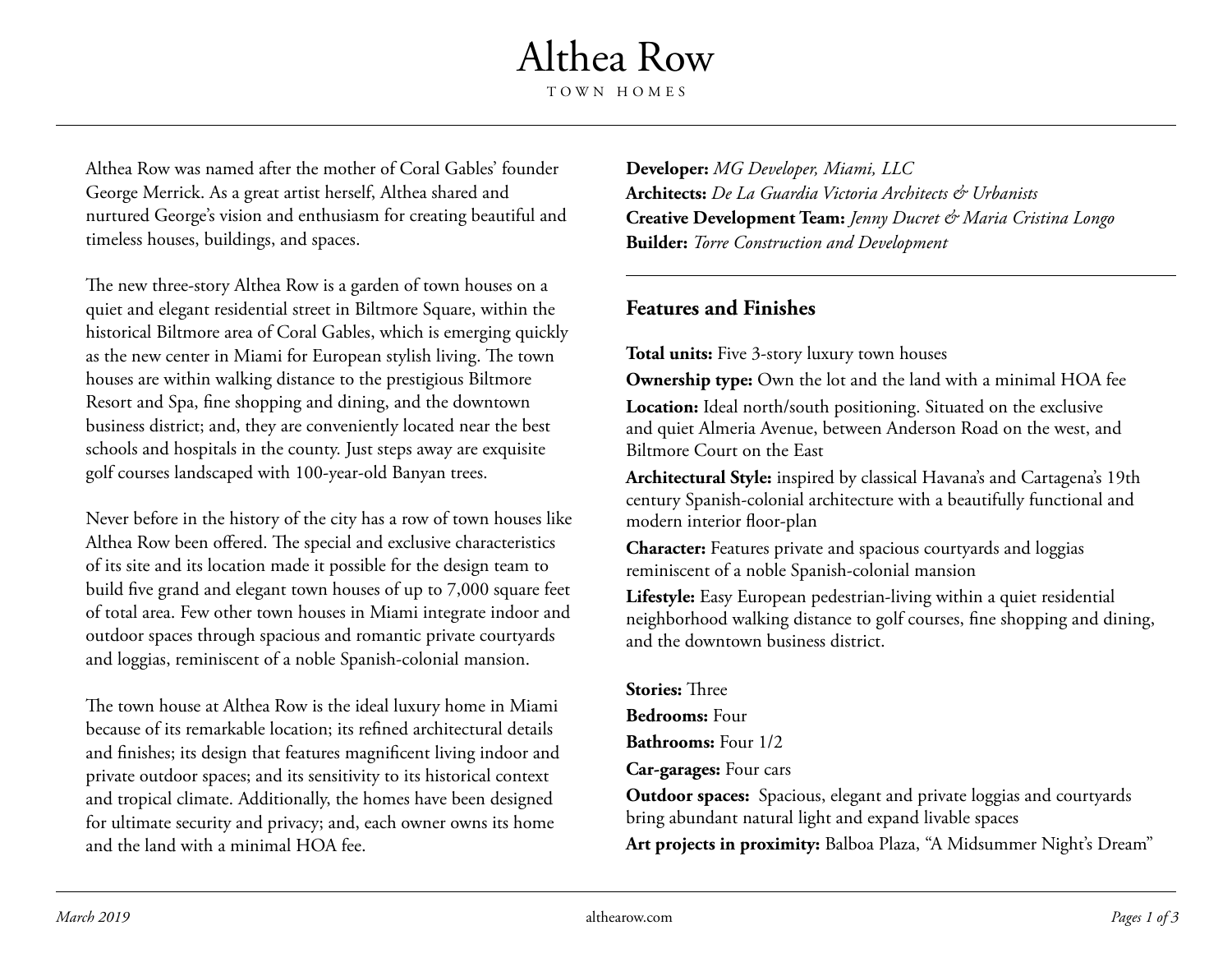# Althea Row

TOWN HOMES

Althea Row was named after the mother of Coral Gables' founder George Merrick. As a great artist herself, Althea shared and nurtured George's vision and enthusiasm for creating beautiful and timeless houses, buildings, and spaces.

The new three-story Althea Row is a garden of town houses on a quiet and elegant residential street in Biltmore Square, within the historical Biltmore area of Coral Gables, which is emerging quickly as the new center in Miami for European stylish living. The town houses are within walking distance to the prestigious Biltmore Resort and Spa, fine shopping and dining, and the downtown business district; and, they are conveniently located near the best schools and hospitals in the county. Just steps away are exquisite golf courses landscaped with 100-year-old Banyan trees.

Never before in the history of the city has a row of town houses like Althea Row been offered. The special and exclusive characteristics of its site and its location made it possible for the design team to build five grand and elegant town houses of up to 7,000 square feet of total area. Few other town houses in Miami integrate indoor and outdoor spaces through spacious and romantic private courtyards and loggias, reminiscent of a noble Spanish-colonial mansion.

The town house at Althea Row is the ideal luxury home in Miami because of its remarkable location; its refined architectural details and finishes; its design that features magnificent living indoor and private outdoor spaces; and its sensitivity to its historical context and tropical climate. Additionally, the homes have been designed for ultimate security and privacy; and, each owner owns its home and the land with a minimal HOA fee.

**Developer:** *MG Developer, Miami, LLC*
**Architects:** *De La Guardia Victoria Architects & Urbanists*
**Creative Development Team:** *Jenny Ducret & Maria Cristina Longo*
**Builder:** *Torre Construction and Development*

## Features and Finishes

**Total units:** Five 3-story luxury town houses

**Ownership type:** Own the lot and the land with a minimal HOA fee

**Location:** Ideal north/south positioning. Situated on the exclusive and quiet Almeria Avenue, between Anderson Road on the west, and Biltmore Court on the East

**Architectural Style:** inspired by classical Havana's and Cartagena's 19th century Spanish-colonial architecture with a beautifully functional and modern interior floor-plan

**Character:** Features private and spacious courtyards and loggias reminiscent of a noble Spanish-colonial mansion

**Lifestyle:** Easy European pedestrian-living within a quiet residential neighborhood walking distance to golf courses, fine shopping and dining, and the downtown business district.

**Stories:** Three

**Bedrooms:** Four

**Bathrooms:** Four 1/2

**Car-garages:** Four cars

**Outdoor spaces:** Spacious, elegant and private loggias and courtyards bring abundant natural light and expand livable spaces

**Art projects in proximity:** Balboa Plaza, "A Midsummer Night's Dream"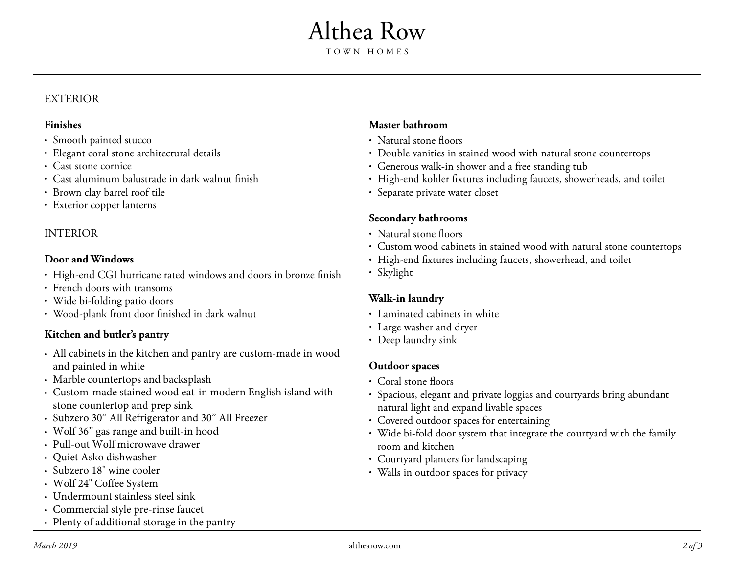# Althea Row

TOWN HOMES

## EXTERIOR

### Finishes

- Smooth painted stucco
- Elegant coral stone architectural details
- Cast stone cornice
- Cast aluminum balustrade in dark walnut finish
- Brown clay barrel roof tile
- Exterior copper lanterns

## INTERIOR

### Door and Windows

- High-end CGI hurricane rated windows and doors in bronze finish
- French doors with transoms
- Wide bi-folding patio doors
- Wood-plank front door finished in dark walnut

### Kitchen and butler's pantry

- All cabinets in the kitchen and pantry are custom-made in wood and painted in white
- Marble countertops and backsplash
- Custom-made stained wood eat-in modern English island with stone countertop and prep sink
- Subzero 30" All Refrigerator and 30" All Freezer
- Wolf 36" gas range and built-in hood
- Pull-out Wolf microwave drawer
- Quiet Asko dishwasher
- Subzero 18" wine cooler
- Wolf 24" Coffee System
- Undermount stainless steel sink
- Commercial style pre-rinse faucet
- Plenty of additional storage in the pantry

### Master bathroom

- Natural stone floors
- Double vanities in stained wood with natural stone countertops
- Generous walk-in shower and a free standing tub
- High-end kohler fixtures including faucets, showerheads, and toilet
- Separate private water closet

### Secondary bathrooms

- Natural stone floors
- Custom wood cabinets in stained wood with natural stone countertops
- High-end fixtures including faucets, showerhead, and toilet
- Skylight

### Walk-in laundry

- Laminated cabinets in white
- Large washer and dryer
- Deep laundry sink

### Outdoor spaces

- Coral stone floors
- Spacious, elegant and private loggias and courtyards bring abundant natural light and expand livable spaces
- Covered outdoor spaces for entertaining
- Wide bi-fold door system that integrate the courtyard with the family room and kitchen
- Courtyard planters for landscaping
- Walls in outdoor spaces for privacy

*March 2019*

althearow.com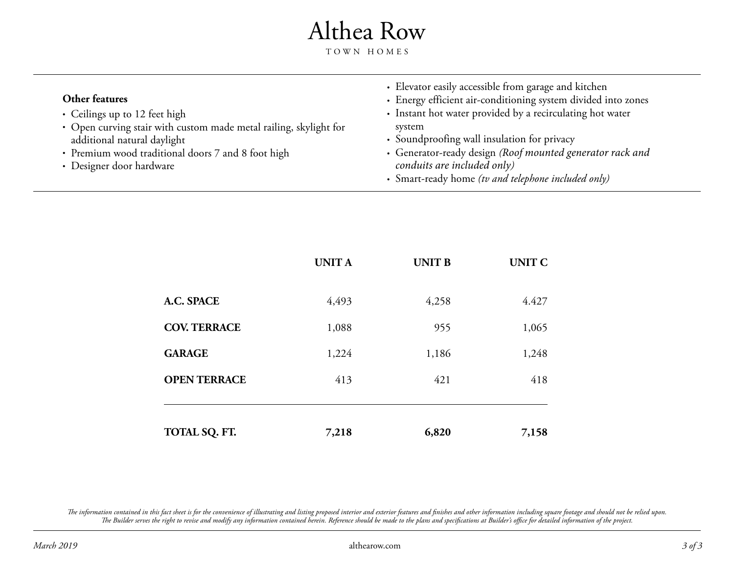# Althea Row

TOWN HOMES

**Other features**

- Ceilings up to 12 feet high
- Open curving stair with custom made metal railing, skylight for additional natural daylight
- Premium wood traditional doors 7 and 8 foot high
- Designer door hardware
- Elevator easily accessible from garage and kitchen
- Energy efficient air-conditioning system divided into zones
- Instant hot water provided by a recirculating hot water system
- Soundproofing wall insulation for privacy
- Generator-ready design *(Roof mounted generator rack and conduits are included only)*
- Smart-ready home *(tv and telephone included only)*

| | **UNIT A** | **UNIT B** | **UNIT C** |
|---|---:|---:|---:|
| **A.C. SPACE** | 4,493 | 4,258 | 4.427 |
| **COV. TERRACE** | 1,088 | 955 | 1,065 |
| **GARAGE** | 1,224 | 1,186 | 1,248 |
| **OPEN TERRACE** | 413 | 421 | 418 |
| **TOTAL SQ. FT.** | **7,218** | **6,820** | **7,158** |

*The information contained in this fact sheet is for the convenience of illustrating and listing proposed interior and exterior features and finishes and other information including square footage and should not be relied upon. The Builder serves the right to revise and modify any information contained herein. Reference should be made to the plans and specifications at Builder's office for detailed information of the project.*

*March 2019*

althearow.com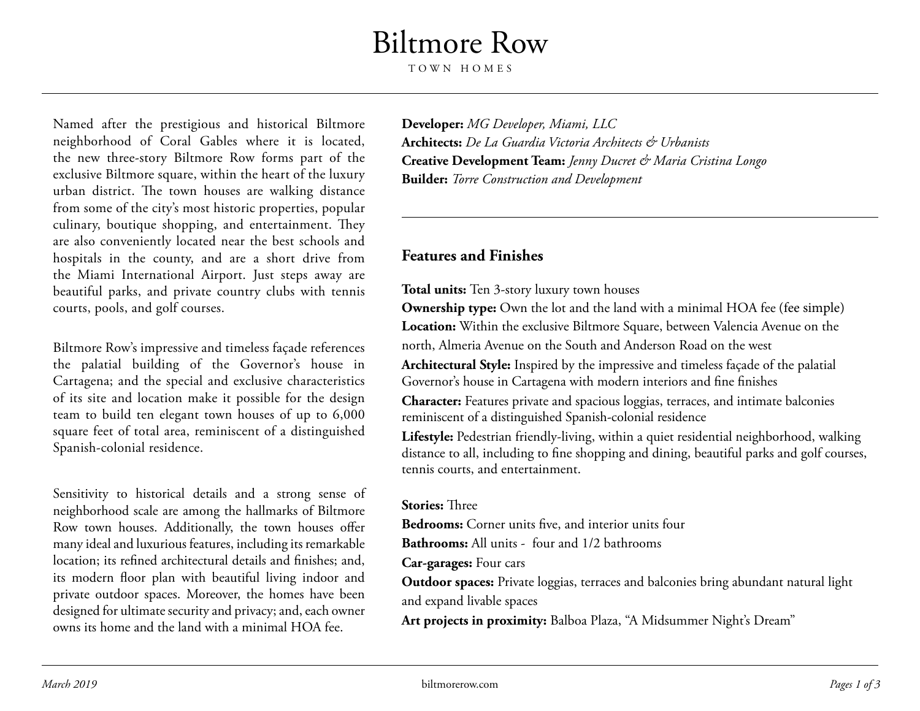# Biltmore Row

TOWN HOMES

Named after the prestigious and historical Biltmore neighborhood of Coral Gables where it is located, the new three-story Biltmore Row forms part of the exclusive Biltmore square, within the heart of the luxury urban district. The town houses are walking distance from some of the city's most historic properties, popular culinary, boutique shopping, and entertainment. They are also conveniently located near the best schools and hospitals in the county, and are a short drive from the Miami International Airport. Just steps away are beautiful parks, and private country clubs with tennis courts, pools, and golf courses.

Biltmore Row's impressive and timeless façade references the palatial building of the Governor's house in Cartagena; and the special and exclusive characteristics of its site and location make it possible for the design team to build ten elegant town houses of up to 6,000 square feet of total area, reminiscent of a distinguished Spanish-colonial residence.

Sensitivity to historical details and a strong sense of neighborhood scale are among the hallmarks of Biltmore Row town houses. Additionally, the town houses offer many ideal and luxurious features, including its remarkable location; its refined architectural details and finishes; and, its modern floor plan with beautiful living indoor and private outdoor spaces. Moreover, the homes have been designed for ultimate security and privacy; and, each owner owns its home and the land with a minimal HOA fee.

**Developer:** *MG Developer, Miami, LLC*
**Architects:** *De La Guardia Victoria Architects & Urbanists*
**Creative Development Team:** *Jenny Ducret & Maria Cristina Longo*
**Builder:** *Torre Construction and Development*

## Features and Finishes

**Total units:** Ten 3-story luxury town houses
**Ownership type:** Own the lot and the land with a minimal HOA fee (fee simple)
**Location:** Within the exclusive Biltmore Square, between Valencia Avenue on the north, Almeria Avenue on the South and Anderson Road on the west
**Architectural Style:** Inspired by the impressive and timeless façade of the palatial Governor's house in Cartagena with modern interiors and fine finishes
**Character:** Features private and spacious loggias, terraces, and intimate balconies reminiscent of a distinguished Spanish-colonial residence
**Lifestyle:** Pedestrian friendly-living, within a quiet residential neighborhood, walking distance to all, including to fine shopping and dining, beautiful parks and golf courses, tennis courts, and entertainment.

**Stories:** Three
**Bedrooms:** Corner units five, and interior units four
**Bathrooms:** All units - four and 1/2 bathrooms
**Car-garages:** Four cars
**Outdoor spaces:** Private loggias, terraces and balconies bring abundant natural light and expand livable spaces
**Art projects in proximity:** Balboa Plaza, "A Midsummer Night's Dream"

*March 2019*

biltmorerow.com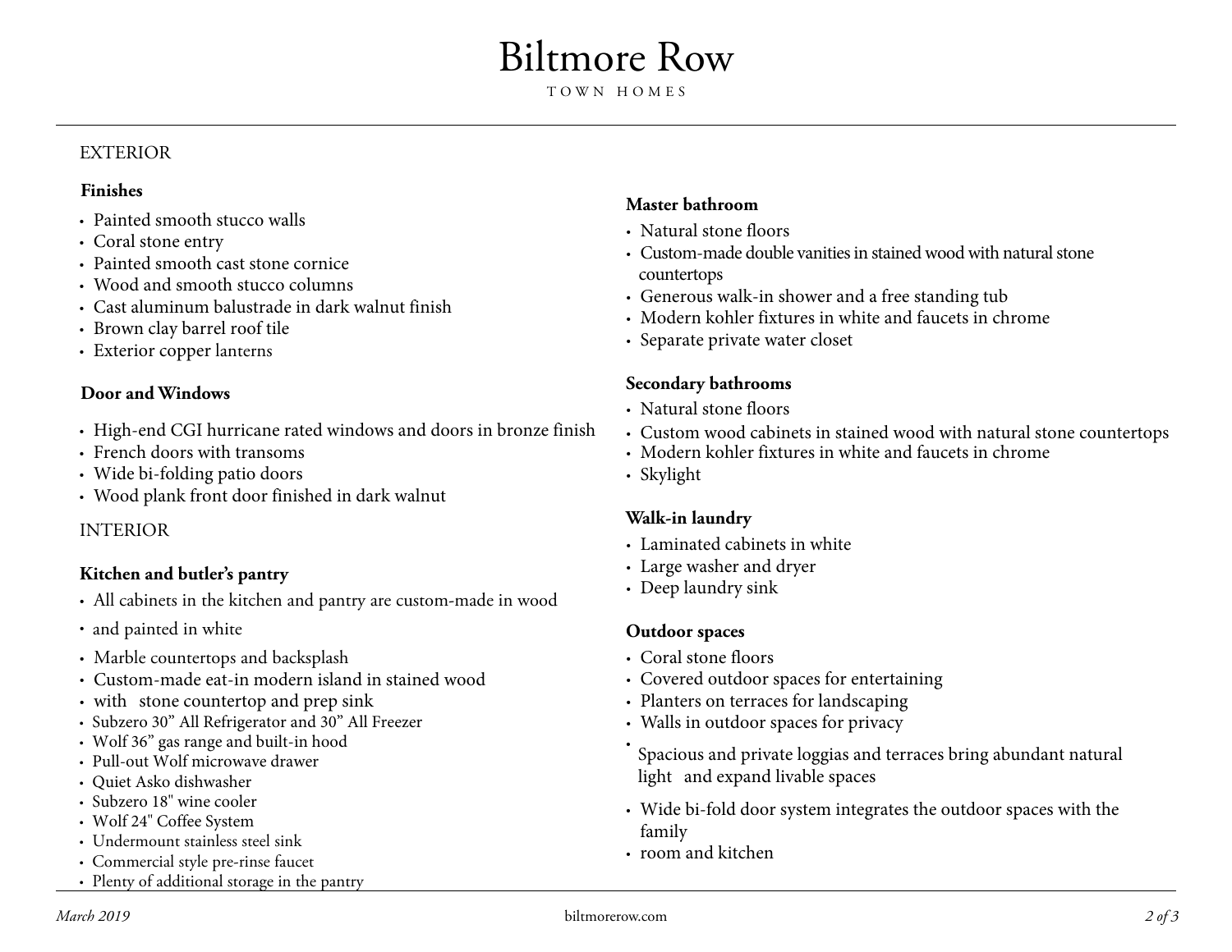# Biltmore Row

TOWN HOMES

## EXTERIOR

### Finishes

- Painted smooth stucco walls
- Coral stone entry
- Painted smooth cast stone cornice
- Wood and smooth stucco columns
- Cast aluminum balustrade in dark walnut finish
- Brown clay barrel roof tile
- Exterior copper lanterns

### Door and Windows

- High-end CGI hurricane rated windows and doors in bronze finish
- French doors with transoms
- Wide bi-folding patio doors
- Wood plank front door finished in dark walnut

## INTERIOR

### Kitchen and butler's pantry

- All cabinets in the kitchen and pantry are custom-made in wood
- and painted in white
- Marble countertops and backsplash
- Custom-made eat-in modern island in stained wood
- with stone countertop and prep sink
- Subzero 30" All Refrigerator and 30" All Freezer
- Wolf 36" gas range and built-in hood
- Pull-out Wolf microwave drawer
- Quiet Asko dishwasher
- Subzero 18" wine cooler
- Wolf 24" Coffee System
- Undermount stainless steel sink
- Commercial style pre-rinse faucet
- Plenty of additional storage in the pantry

### Master bathroom

- Natural stone floors
- Custom-made double vanities in stained wood with natural stone countertops
- Generous walk-in shower and a free standing tub
- Modern kohler fixtures in white and faucets in chrome
- Separate private water closet

### Secondary bathrooms

- Natural stone floors
- Custom wood cabinets in stained wood with natural stone countertops
- Modern kohler fixtures in white and faucets in chrome
- Skylight

### Walk-in laundry

- Laminated cabinets in white
- Large washer and dryer
- Deep laundry sink

### Outdoor spaces

- Coral stone floors
- Covered outdoor spaces for entertaining
- Planters on terraces for landscaping
- Walls in outdoor spaces for privacy
- Spacious and private loggias and terraces bring abundant natural light and expand livable spaces
- Wide bi-fold door system integrates the outdoor spaces with the family
- room and kitchen

*March 2019*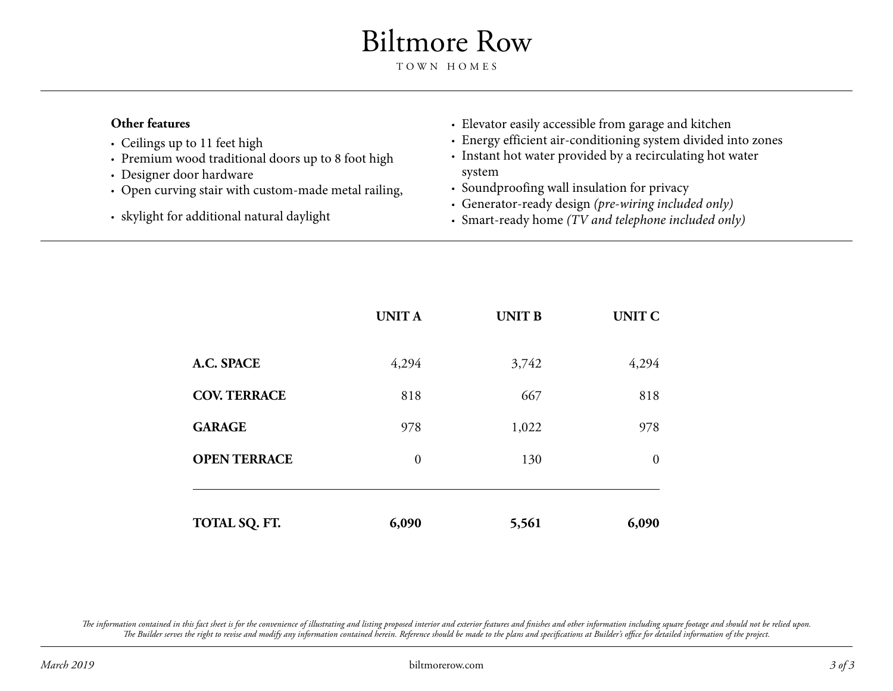**Other features**

- Ceilings up to 11 feet high
- Premium wood traditional doors up to 8 foot high
- Designer door hardware
- Open curving stair with custom-made metal railing,
- skylight for additional natural daylight
- Elevator easily accessible from garage and kitchen
- Energy efficient air-conditioning system divided into zones
- Instant hot water provided by a recirculating hot water system
- Soundproofing wall insulation for privacy
- Generator-ready design *(pre-wiring included only)*
- Smart-ready home *(TV and telephone included only)*

| | UNIT A | UNIT B | UNIT C |
|---|---|---|---|
| **A.C. SPACE** | 4,294 | 3,742 | 4,294 |
| **COV. TERRACE** | 818 | 667 | 818 |
| **GARAGE** | 978 | 1,022 | 978 |
| **OPEN TERRACE** | 0 | 130 | 0 |
| **TOTAL SQ. FT.** | **6,090** | **5,561** | **6,090** |

*The information contained in this fact sheet is for the convenience of illustrating and listing proposed interior and exterior features and finishes and other information including square footage and should not be relied upon. The Builder serves the right to revise and modify any information contained herein. Reference should be made to the plans and specifications at Builder's office for detailed information of the project.*

*March 2019*

biltmorerow.com